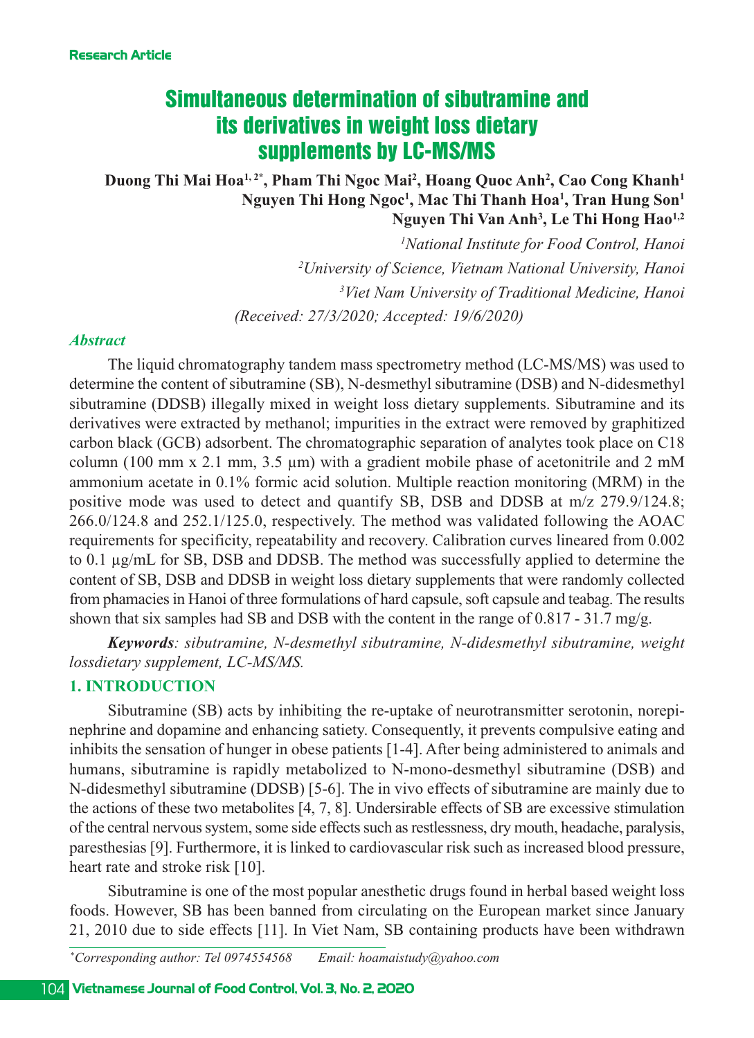Research Article

# Simultaneous determination of sibutramine and its derivatives in weight loss dietary supplements by LC-MS/MS

**Duong Thi Mai Hoa[1, 2*], Pham Thi Ngoc Mai[2], Hoang Quoc Anh[2], Cao Cong Khanh[1] Nguyen Thi Hong Ngoc[1], Mac Thi Thanh Hoa[1], Tran Hung Son[1] Nguyen Thi Van Anh[3], Le Thi Hong Hao[1,2]**

*[1]National Institute for Food Control, Hanoi*

*[2]University of Science, Vietnam National University, Hanoi*

*[3]Viet Nam University of Traditional Medicine, Hanoi*

*(Received: 27/3/2020; Accepted: 19/6/2020)*

### *Abstract*

The liquid chromatography tandem mass spectrometry method (LC-MS/MS) was used to determine the content of sibutramine (SB), N-desmethyl sibutramine (DSB) and N-didesmethyl sibutramine (DDSB) illegally mixed in weight loss dietary supplements. Sibutramine and its derivatives were extracted by methanol; impurities in the extract were removed by graphitized carbon black (GCB) adsorbent. The chromatographic separation of analytes took place on C18 column (100 mm x 2.1 mm, 3.5 µm) with a gradient mobile phase of acetonitrile and 2 mM ammonium acetate in 0.1% formic acid solution. Multiple reaction monitoring (MRM) in the positive mode was used to detect and quantify SB, DSB and DDSB at m/z 279.9/124.8; 266.0/124.8 and 252.1/125.0, respectively. The method was validated following the AOAC requirements for specificity, repeatability and recovery. Calibration curves lineared from 0.002 to 0.1 µg/mL for SB, DSB and DDSB. The method was successfully applied to determine the content of SB, DSB and DDSB in weight loss dietary supplements that were randomly collected from phamacies in Hanoi of three formulations of hard capsule, soft capsule and teabag. The results shown that six samples had SB and DSB with the content in the range of 0.817 - 31.7 mg/g.

***Keywords****: sibutramine, N-desmethyl sibutramine, N-didesmethyl sibutramine, weight lossdietary supplement, LC-MS/MS.*

### 1. INTRODUCTION

Sibutramine (SB) acts by inhibiting the re-uptake of neurotransmitter serotonin, norepinephrine and dopamine and enhancing satiety. Consequently, it prevents compulsive eating and inhibits the sensation of hunger in obese patients [1-4]. After being administered to animals and humans, sibutramine is rapidly metabolized to N-mono-desmethyl sibutramine (DSB) and N-didesmethyl sibutramine (DDSB) [5-6]. The in vivo effects of sibutramine are mainly due to the actions of these two metabolites [4, 7, 8]. Undersirable effects of SB are excessive stimulation of the central nervous system, some side effects such as restlessness, dry mouth, headache, paralysis, paresthesias [9]. Furthermore, it is linked to cardiovascular risk such as increased blood pressure, heart rate and stroke risk [10].

Sibutramine is one of the most popular anesthetic drugs found in herbal based weight loss foods. However, SB has been banned from circulating on the European market since January 21, 2010 due to side effects [11]. In Viet Nam, SB containing products have been withdrawn

*Corresponding author: Tel 0974554568 Email: hoamaistudy@yahoo.com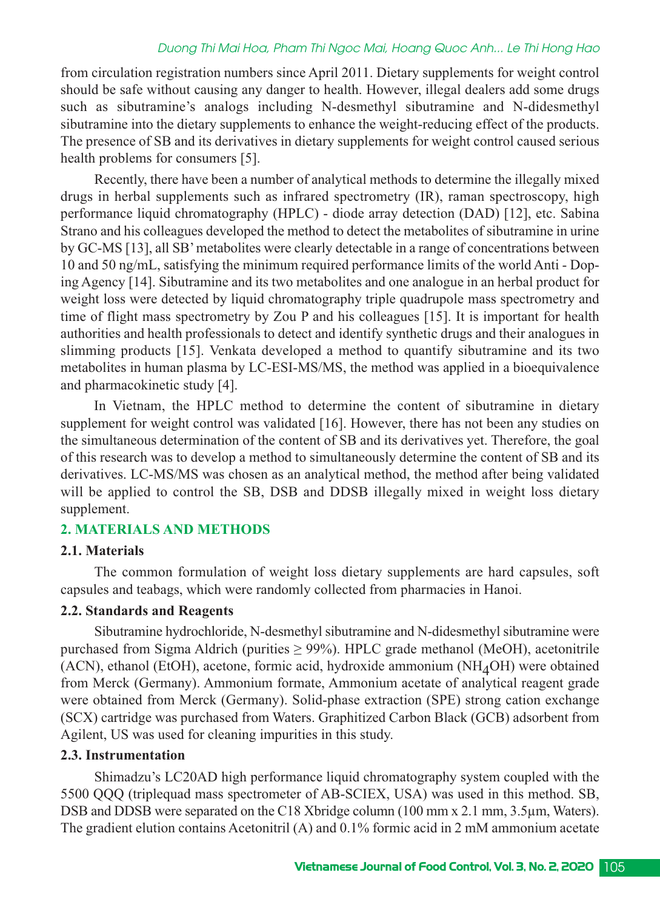from circulation registration numbers since April 2011. Dietary supplements for weight control should be safe without causing any danger to health. However, illegal dealers add some drugs such as sibutramine's analogs including N-desmethyl sibutramine and N-didesmethyl sibutramine into the dietary supplements to enhance the weight-reducing effect of the products. The presence of SB and its derivatives in dietary supplements for weight control caused serious health problems for consumers [5].

Recently, there have been a number of analytical methods to determine the illegally mixed drugs in herbal supplements such as infrared spectrometry (IR), raman spectroscopy, high performance liquid chromatography (HPLC) - diode array detection (DAD) [12], etc. Sabina Strano and his colleagues developed the method to detect the metabolites of sibutramine in urine by GC-MS [13], all SB' metabolites were clearly detectable in a range of concentrations between 10 and 50 ng/mL, satisfying the minimum required performance limits of the world Anti - Doping Agency [14]. Sibutramine and its two metabolites and one analogue in an herbal product for weight loss were detected by liquid chromatography triple quadrupole mass spectrometry and time of flight mass spectrometry by Zou P and his colleagues [15]. It is important for health authorities and health professionals to detect and identify synthetic drugs and their analogues in slimming products [15]. Venkata developed a method to quantify sibutramine and its two metabolites in human plasma by LC-ESI-MS/MS, the method was applied in a bioequivalence and pharmacokinetic study [4].

In Vietnam, the HPLC method to determine the content of sibutramine in dietary supplement for weight control was validated [16]. However, there has not been any studies on the simultaneous determination of the content of SB and its derivatives yet. Therefore, the goal of this research was to develop a method to simultaneously determine the content of SB and its derivatives. LC-MS/MS was chosen as an analytical method, the method after being validated will be applied to control the SB, DSB and DDSB illegally mixed in weight loss dietary supplement.

## 2. MATERIALS AND METHODS

### 2.1. Materials

The common formulation of weight loss dietary supplements are hard capsules, soft capsules and teabags, which were randomly collected from pharmacies in Hanoi.

### 2.2. Standards and Reagents

Sibutramine hydrochloride, N-desmethyl sibutramine and N-didesmethyl sibutramine were purchased from Sigma Aldrich (purities ≥ 99%). HPLC grade methanol (MeOH), acetonitrile (ACN), ethanol (EtOH), acetone, formic acid, hydroxide ammonium ($NH_4OH$) were obtained from Merck (Germany). Ammonium formate, Ammonium acetate of analytical reagent grade were obtained from Merck (Germany). Solid-phase extraction (SPE) strong cation exchange (SCX) cartridge was purchased from Waters. Graphitized Carbon Black (GCB) adsorbent from Agilent, US was used for cleaning impurities in this study.

### 2.3. Instrumentation

Shimadzu's LC20AD high performance liquid chromatography system coupled with the 5500 QQQ (triplequad mass spectrometer of AB-SCIEX, USA) was used in this method. SB, DSB and DDSB were separated on the C18 Xbridge column (100 mm x 2.1 mm, 3.5µm, Waters). The gradient elution contains Acetonitril (A) and 0.1% formic acid in 2 mM ammonium acetate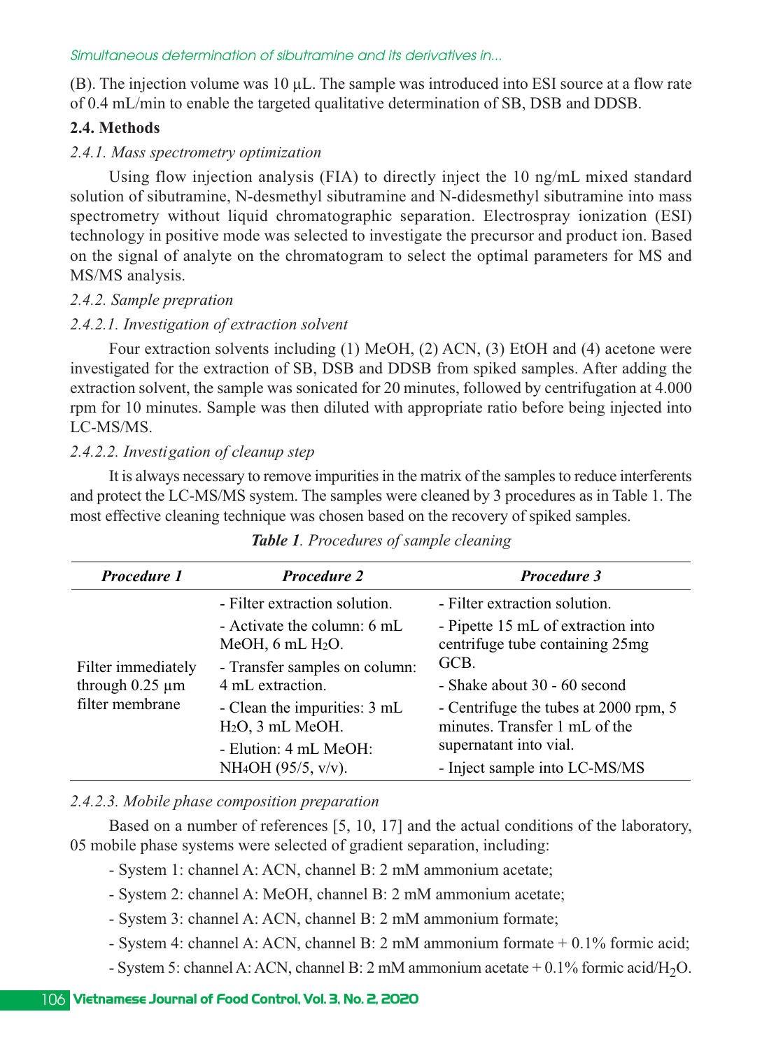(B). The injection volume was 10 µL. The sample was introduced into ESI source at a flow rate of 0.4 mL/min to enable the targeted qualitative determination of SB, DSB and DDSB.

### 2.4. Methods

*2.4.1. Mass spectrometry optimization*

Using flow injection analysis (FIA) to directly inject the 10 ng/mL mixed standard solution of sibutramine, N-desmethyl sibutramine and N-didesmethyl sibutramine into mass spectrometry without liquid chromatographic separation. Electrospray ionization (ESI) technology in positive mode was selected to investigate the precursor and product ion. Based on the signal of analyte on the chromatogram to select the optimal parameters for MS and MS/MS analysis.

*2.4.2. Sample prepration*

*2.4.2.1. Investigation of extraction solvent*

Four extraction solvents including (1) MeOH, (2) ACN, (3) EtOH and (4) acetone were investigated for the extraction of SB, DSB and DDSB from spiked samples. After adding the extraction solvent, the sample was sonicated for 20 minutes, followed by centrifugation at 4.000 rpm for 10 minutes. Sample was then diluted with appropriate ratio before being injected into LC-MS/MS.

*2.4.2.2. Investigation of cleanup step*

It is always necessary to remove impurities in the matrix of the samples to reduce interferents and protect the LC-MS/MS system. The samples were cleaned by 3 procedures as in Table 1. The most effective cleaning technique was chosen based on the recovery of spiked samples.

***Table 1**. Procedures of sample cleaning*

| ***Procedure 1*** | ***Procedure 2*** | ***Procedure 3*** |
|---|---|---|
| Filter immediately through 0.25 µm filter membrane | - Filter extraction solution.<br>- Activate the column: 6 mL MeOH, 6 mL $H_2O$.<br>- Transfer samples on column: 4 mL extraction.<br>- Clean the impurities: 3 mL $H_2O$, 3 mL MeOH.<br>- Elution: 4 mL MeOH: $NH_4OH$ (95/5, v/v). | - Filter extraction solution.<br>- Pipette 15 mL of extraction into centrifuge tube containing 25mg GCB.<br>- Shake about 30 - 60 second<br>- Centrifuge the tubes at 2000 rpm, 5 minutes. Transfer 1 mL of the supernatant into vial.<br>- Inject sample into LC-MS/MS |

*2.4.2.3. Mobile phase composition preparation*

Based on a number of references [5, 10, 17] and the actual conditions of the laboratory, 05 mobile phase systems were selected of gradient separation, including:

- System 1: channel A: ACN, channel B: 2 mM ammonium acetate;
- System 2: channel A: MeOH, channel B: 2 mM ammonium acetate;
- System 3: channel A: ACN, channel B: 2 mM ammonium formate;
- System 4: channel A: ACN, channel B: 2 mM ammonium formate + 0.1% formic acid;
- System 5: channel A: ACN, channel B: 2 mM ammonium acetate + 0.1% formic acid/$H_2O$.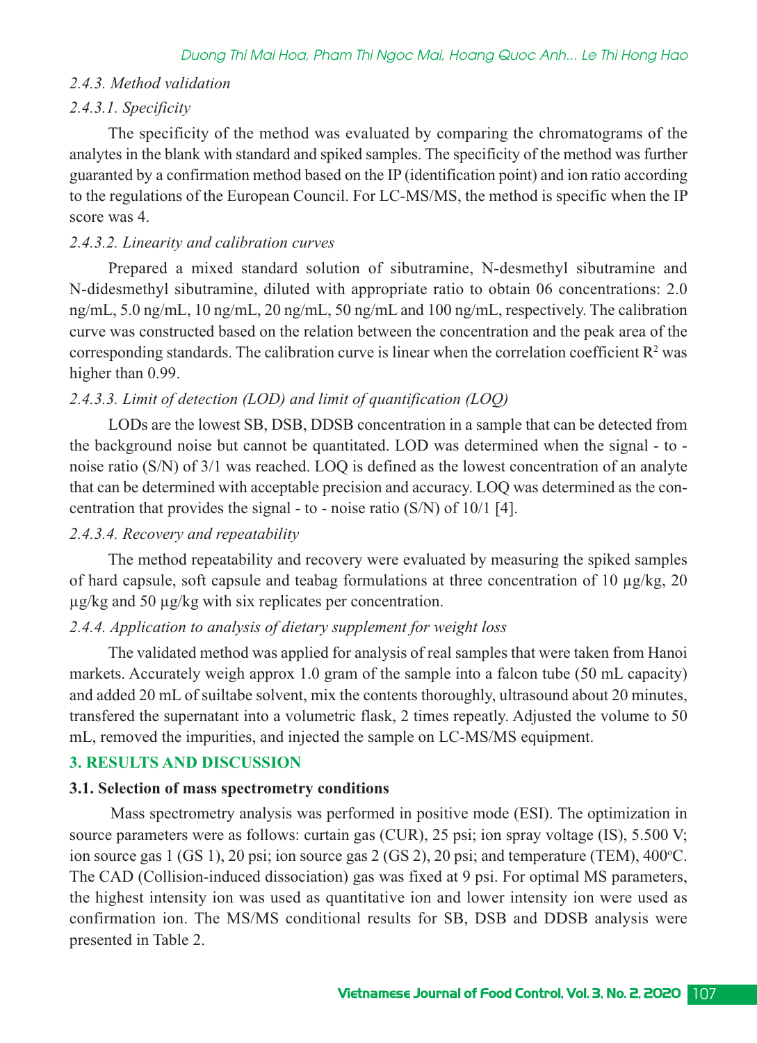### 2.4.3. Method validation

#### 2.4.3.1. Specificity

The specificity of the method was evaluated by comparing the chromatograms of the analytes in the blank with standard and spiked samples. The specificity of the method was further guaranted by a confirmation method based on the IP (identification point) and ion ratio according to the regulations of the European Council. For LC-MS/MS, the method is specific when the IP score was 4.

#### 2.4.3.2. Linearity and calibration curves

Prepared a mixed standard solution of sibutramine, N-desmethyl sibutramine and N-didesmethyl sibutramine, diluted with appropriate ratio to obtain 06 concentrations: 2.0 ng/mL, 5.0 ng/mL, 10 ng/mL, 20 ng/mL, 50 ng/mL and 100 ng/mL, respectively. The calibration curve was constructed based on the relation between the concentration and the peak area of the corresponding standards. The calibration curve is linear when the correlation coefficient $R^2$ was higher than 0.99.

#### 2.4.3.3. Limit of detection (LOD) and limit of quantification (LOQ)

LODs are the lowest SB, DSB, DDSB concentration in a sample that can be detected from the background noise but cannot be quantitated. LOD was determined when the signal - to - noise ratio (S/N) of 3/1 was reached. LOQ is defined as the lowest concentration of an analyte that can be determined with acceptable precision and accuracy. LOQ was determined as the concentration that provides the signal - to - noise ratio (S/N) of 10/1 [4].

#### 2.4.3.4. Recovery and repeatability

The method repeatability and recovery were evaluated by measuring the spiked samples of hard capsule, soft capsule and teabag formulations at three concentration of 10 µg/kg, 20 µg/kg and 50 µg/kg with six replicates per concentration.

### 2.4.4. Application to analysis of dietary supplement for weight loss

The validated method was applied for analysis of real samples that were taken from Hanoi markets. Accurately weigh approx 1.0 gram of the sample into a falcon tube (50 mL capacity) and added 20 mL of suiltabe solvent, mix the contents thoroughly, ultrasound about 20 minutes, transfered the supernatant into a volumetric flask, 2 times repeatly. Adjusted the volume to 50 mL, removed the impurities, and injected the sample on LC-MS/MS equipment.

## 3. RESULTS AND DISCUSSION

### 3.1. Selection of mass spectrometry conditions

Mass spectrometry analysis was performed in positive mode (ESI). The optimization in source parameters were as follows: curtain gas (CUR), 25 psi; ion spray voltage (IS), 5.500 V; ion source gas 1 (GS 1), 20 psi; ion source gas 2 (GS 2), 20 psi; and temperature (TEM), 400°C. The CAD (Collision-induced dissociation) gas was fixed at 9 psi. For optimal MS parameters, the highest intensity ion was used as quantitative ion and lower intensity ion were used as confirmation ion. The MS/MS conditional results for SB, DSB and DDSB analysis were presented in Table 2.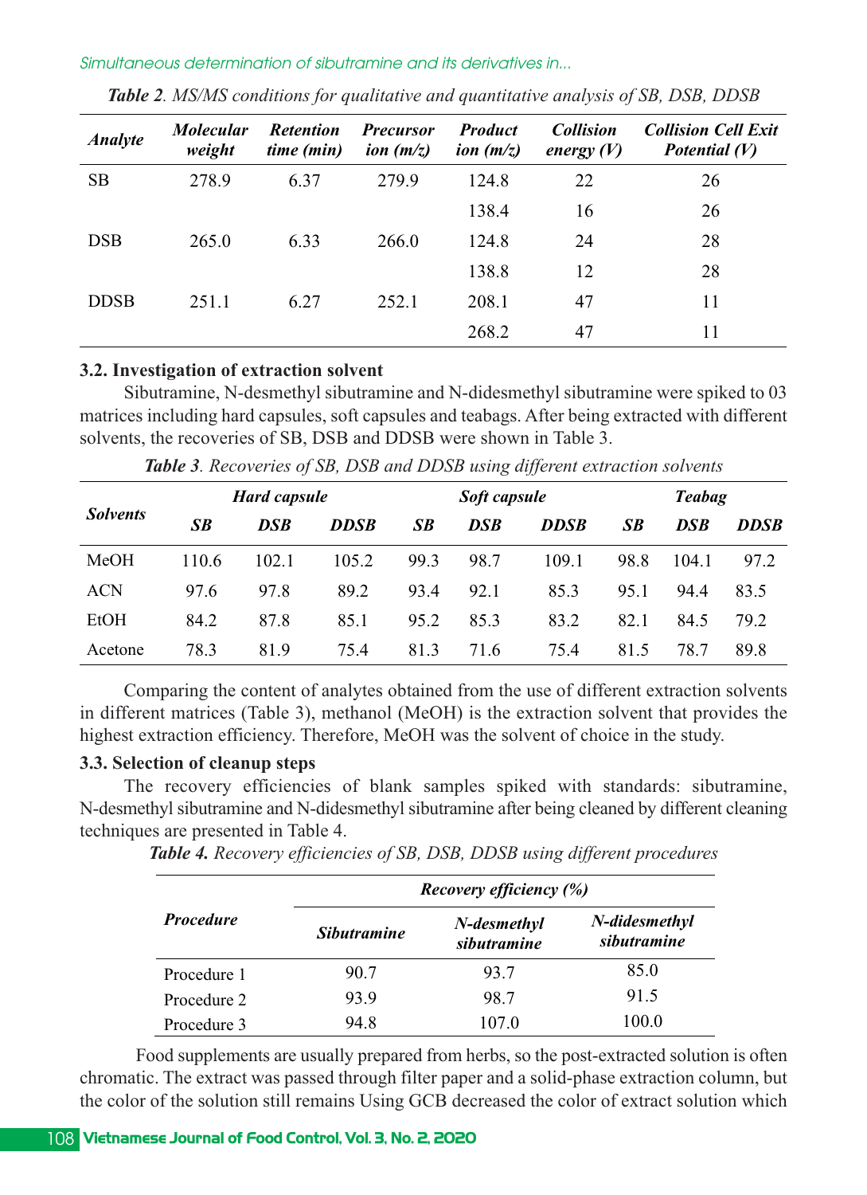*Table 2. MS/MS conditions for qualitative and quantitative analysis of SB, DSB, DDSB*

| Analyte | Molecular weight | Retention time (min) | Precursor ion (m/z) | Product ion (m/z) | Collision energy (V) | Collision Cell Exit Potential (V) |
|---|---|---|---|---|---|---|
| SB | 278.9 | 6.37 | 279.9 | 124.8 | 22 | 26 |
| | | | | 138.4 | 16 | 26 |
| DSB | 265.0 | 6.33 | 266.0 | 124.8 | 24 | 28 |
| | | | | 138.8 | 12 | 28 |
| DDSB | 251.1 | 6.27 | 252.1 | 208.1 | 47 | 11 |
| | | | | 268.2 | 47 | 11 |

### 3.2. Investigation of extraction solvent

Sibutramine, N-desmethyl sibutramine and N-didesmethyl sibutramine were spiked to 03 matrices including hard capsules, soft capsules and teabags. After being extracted with different solvents, the recoveries of SB, DSB and DDSB were shown in Table 3.

*Table 3. Recoveries of SB, DSB and DDSB using different extraction solvents*

| Solvents | Hard capsule | | | Soft capsule | | | Teabag | | |
|---|---|---|---|---|---|---|---|---|---|
| | SB | DSB | DDSB | SB | DSB | DDSB | SB | DSB | DDSB |
| MeOH | 110.6 | 102.1 | 105.2 | 99.3 | 98.7 | 109.1 | 98.8 | 104.1 | 97.2 |
| ACN | 97.6 | 97.8 | 89.2 | 93.4 | 92.1 | 85.3 | 95.1 | 94.4 | 83.5 |
| EtOH | 84.2 | 87.8 | 85.1 | 95.2 | 85.3 | 83.2 | 82.1 | 84.5 | 79.2 |
| Acetone | 78.3 | 81.9 | 75.4 | 81.3 | 71.6 | 75.4 | 81.5 | 78.7 | 89.8 |

Comparing the content of analytes obtained from the use of different extraction solvents in different matrices (Table 3), methanol (MeOH) is the extraction solvent that provides the highest extraction efficiency. Therefore, MeOH was the solvent of choice in the study.

### 3.3. Selection of cleanup steps

The recovery efficiencies of blank samples spiked with standards: sibutramine, N-desmethyl sibutramine and N-didesmethyl sibutramine after being cleaned by different cleaning techniques are presented in Table 4.

*Table 4. Recovery efficiencies of SB, DSB, DDSB using different procedures*

| Procedure | Recovery efficiency (%) | | |
|---|---|---|---|
| | Sibutramine | N-desmethyl sibutramine | N-didesmethyl sibutramine |
| Procedure 1 | 90.7 | 93.7 | 85.0 |
| Procedure 2 | 93.9 | 98.7 | 91.5 |
| Procedure 3 | 94.8 | 107.0 | 100.0 |

Food supplements are usually prepared from herbs, so the post-extracted solution is often chromatic. The extract was passed through filter paper and a solid-phase extraction column, but the color of the solution still remains Using GCB decreased the color of extract solution which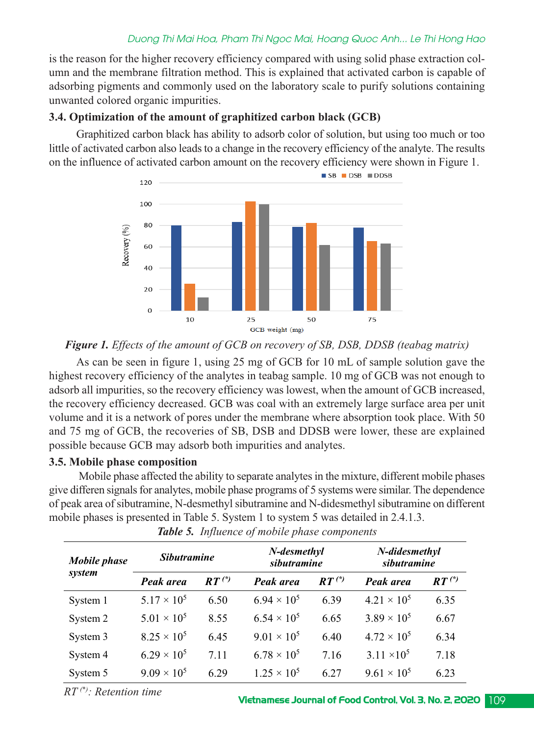is the reason for the higher recovery efficiency compared with using solid phase extraction column and the membrane filtration method. This is explained that activated carbon is capable of adsorbing pigments and commonly used on the laboratory scale to purify solutions containing unwanted colored organic impurities.

### 3.4. Optimization of the amount of graphitized carbon black (GCB)

Graphitized carbon black has ability to adsorb color of solution, but using too much or too little of activated carbon also leads to a change in the recovery efficiency of the analyte. The results on the influence of activated carbon amount on the recovery efficiency were shown in Figure 1.

***Figure 1.*** *Effects of the amount of GCB on recovery of SB, DSB, DDSB (teabag matrix)*

As can be seen in figure 1, using 25 mg of GCB for 10 mL of sample solution gave the highest recovery efficiency of the analytes in teabag sample. 10 mg of GCB was not enough to adsorb all impurities, so the recovery efficiency was lowest, when the amount of GCB increased, the recovery efficiency decreased. GCB was coal with an extremely large surface area per unit volume and it is a network of pores under the membrane where absorption took place. With 50 and 75 mg of GCB, the recoveries of SB, DSB and DDSB were lower, these are explained possible because GCB may adsorb both impurities and analytes.

### 3.5. Mobile phase composition

Mobile phase affected the ability to separate analytes in the mixture, different mobile phases give differen signals for analytes, mobile phase programs of 5 systems were similar. The dependence of peak area of sibutramine, N-desmethyl sibutramine and N-didesmethyl sibutramine on different mobile phases is presented in Table 5. System 1 to system 5 was detailed in 2.4.1.3.

***Table 5.*** *Influence of mobile phase components*

| *Mobile phase system* | *Sibutramine* | | *N-desmethyl sibutramine* | | *N-didesmethyl sibutramine* | |
|---|---|---|---|---|---|---|
| | *Peak area* | *RT (\*)* | *Peak area* | *RT (\*)* | *Peak area* | *RT (\*)* |
| System 1 | $5.17 \times 10^5$ | 6.50 | $6.94 \times 10^5$ | 6.39 | $4.21 \times 10^5$ | 6.35 |
| System 2 | $5.01 \times 10^5$ | 8.55 | $6.54 \times 10^5$ | 6.65 | $3.89 \times 10^5$ | 6.67 |
| System 3 | $8.25 \times 10^5$ | 6.45 | $9.01 \times 10^5$ | 6.40 | $4.72 \times 10^5$ | 6.34 |
| System 4 | $6.29 \times 10^5$ | 7.11 | $6.78 \times 10^5$ | 7.16 | $3.11 \times 10^5$ | 7.18 |
| System 5 | $9.09 \times 10^5$ | 6.29 | $1.25 \times 10^5$ | 6.27 | $9.61 \times 10^5$ | 6.23 |

*RT (\*): Retention time*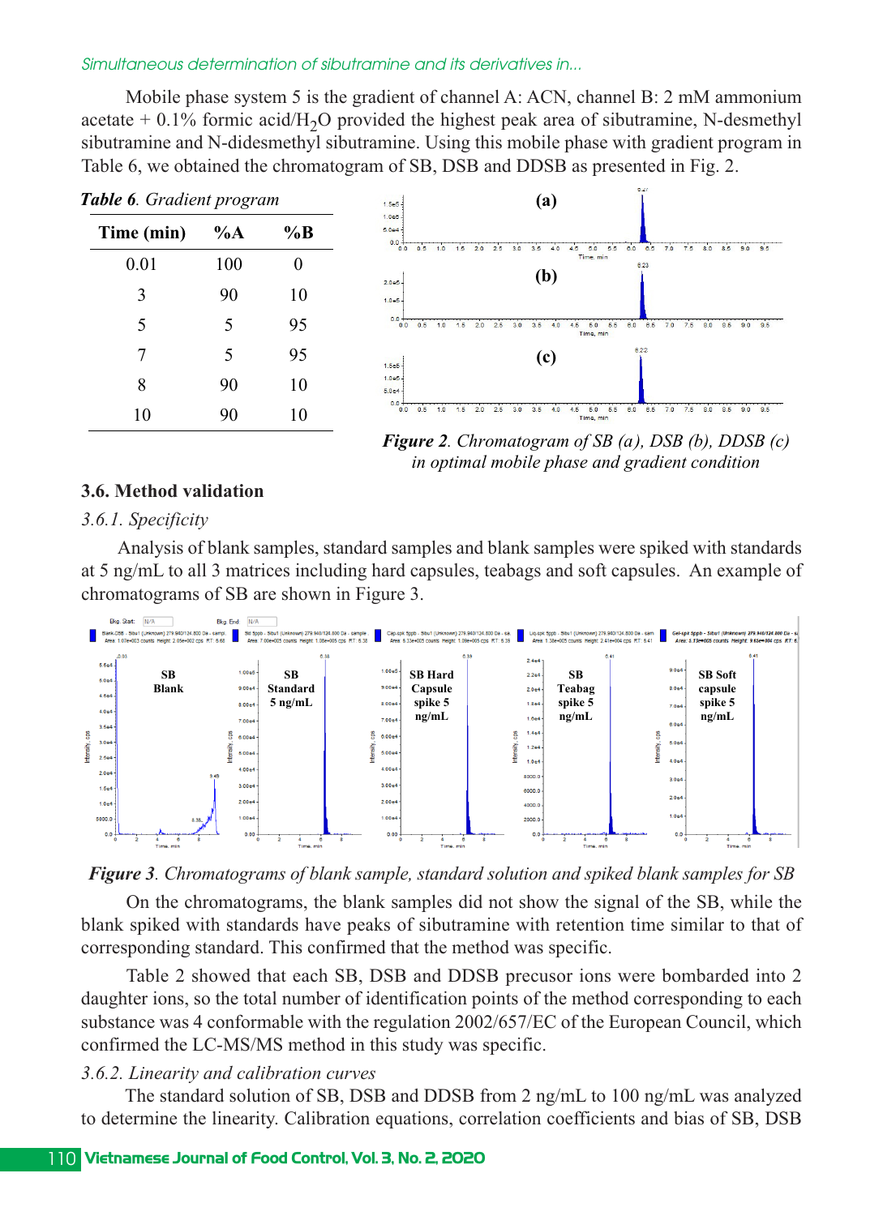Mobile phase system 5 is the gradient of channel A: ACN, channel B: 2 mM ammonium acetate + 0.1% formic acid/$H_2O$ provided the highest peak area of sibutramine, N-desmethyl sibutramine and N-didesmethyl sibutramine. Using this mobile phase with gradient program in Table 6, we obtained the chromatogram of SB, DSB and DDSB as presented in Fig. 2.

***Table 6**. Gradient program*

| Time (min) | %A | %B |
|---|---|---|
| 0.01 | 100 | 0 |
| 3 | 90 | 10 |
| 5 | 5 | 95 |
| 7 | 5 | 95 |
| 8 | 90 | 10 |
| 10 | 90 | 10 |

***Figure 2**. Chromatogram of SB (a), DSB (b), DDSB (c) in optimal mobile phase and gradient condition*

### 3.6. Method validation

#### *3.6.1. Specificity*

Analysis of blank samples, standard samples and blank samples were spiked with standards at 5 ng/mL to all 3 matrices including hard capsules, teabags and soft capsules. An example of chromatograms of SB are shown in Figure 3.

***Figure 3**. Chromatograms of blank sample, standard solution and spiked blank samples for SB*

On the chromatograms, the blank samples did not show the signal of the SB, while the blank spiked with standards have peaks of sibutramine with retention time similar to that of corresponding standard. This confirmed that the method was specific.

Table 2 showed that each SB, DSB and DDSB precusor ions were bombarded into 2 daughter ions, so the total number of identification points of the method corresponding to each substance was 4 conformable with the regulation 2002/657/EC of the European Council, which confirmed the LC-MS/MS method in this study was specific.

#### *3.6.2. Linearity and calibration curves*

The standard solution of SB, DSB and DDSB from 2 ng/mL to 100 ng/mL was analyzed to determine the linearity. Calibration equations, correlation coefficients and bias of SB, DSB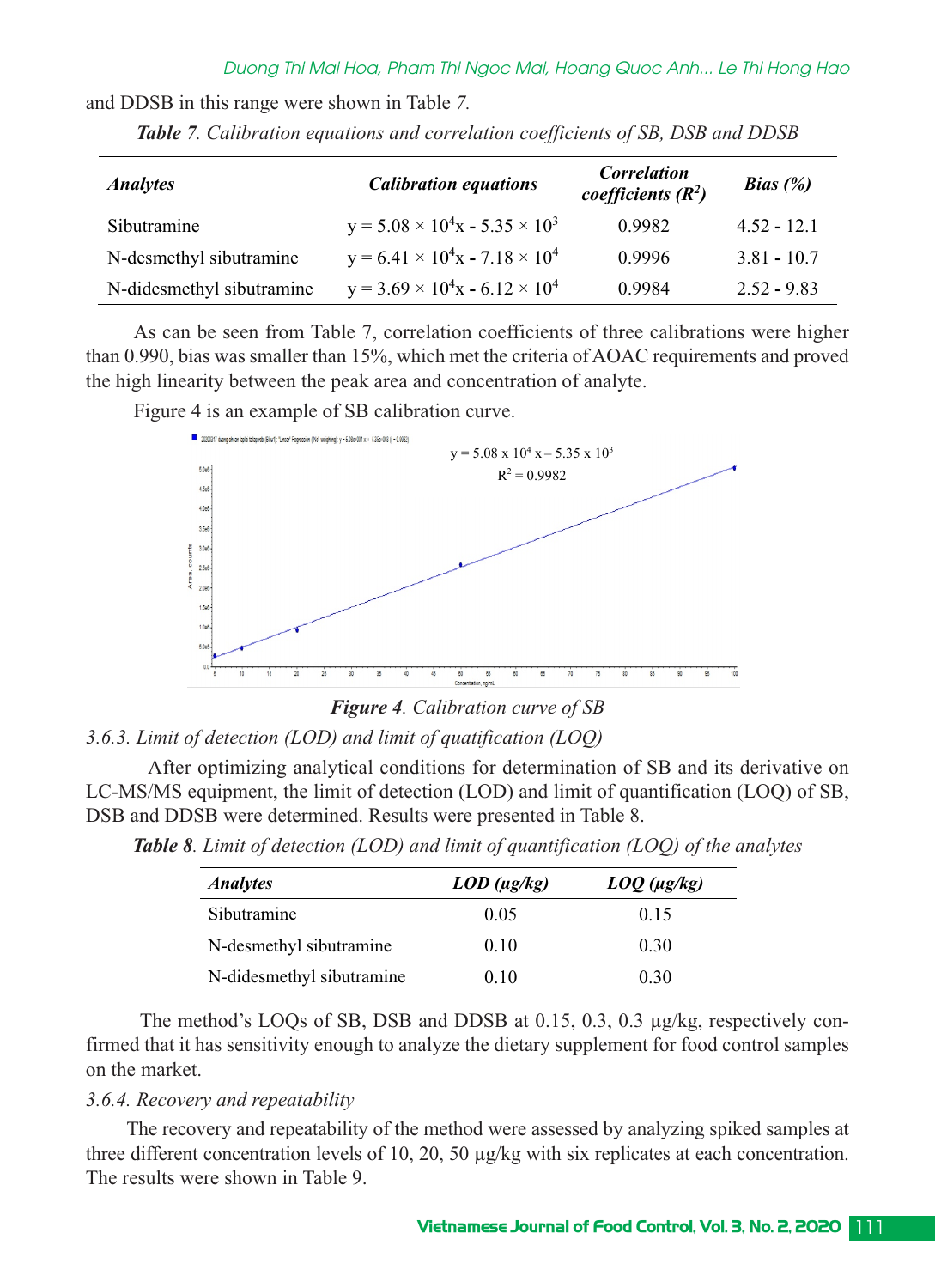and DDSB in this range were shown in Table *7.*

***Table** 7. Calibration equations and correlation coefficients of SB, DSB and DDSB*

| *Analytes* | *Calibration equations* | *Correlation coefficients ($R^2$)* | *Bias (%)* |
|---|---|---|---|
| Sibutramine | $y = 5.08 \times 10^4x - 5.35 \times 10^3$ | 0.9982 | 4.52 - 12.1 |
| N-desmethyl sibutramine | $y = 6.41 \times 10^4x - 7.18 \times 10^4$ | 0.9996 | 3.81 - 10.7 |
| N-didesmethyl sibutramine | $y = 3.69 \times 10^4x - 6.12 \times 10^4$ | 0.9984 | 2.52 - 9.83 |

As can be seen from Table 7, correlation coefficients of three calibrations were higher than 0.990, bias was smaller than 15%, which met the criteria of AOAC requirements and proved the high linearity between the peak area and concentration of analyte.

Figure 4 is an example of SB calibration curve.

$y = 5.08 \times 10^4 x – 5.35 \times 10^3$

$R^2 = 0.9982$

***Figure 4**. Calibration curve of SB*

*3.6.3. Limit of detection (LOD) and limit of quatification (LOQ)*

After optimizing analytical conditions for determination of SB and its derivative on LC-MS/MS equipment, the limit of detection (LOD) and limit of quantification (LOQ) of SB, DSB and DDSB were determined. Results were presented in Table 8.

***Table 8**. Limit of detection (LOD) and limit of quantification (LOQ) of the analytes*

| *Analytes* | *LOD (µg/kg)* | *LOQ (µg/kg)* |
|---|---|---|
| Sibutramine | 0.05 | 0.15 |
| N-desmethyl sibutramine | 0.10 | 0.30 |
| N-didesmethyl sibutramine | 0.10 | 0.30 |

The method's LOQs of SB, DSB and DDSB at 0.15, 0.3, 0.3 µg/kg, respectively confirmed that it has sensitivity enough to analyze the dietary supplement for food control samples on the market.

*3.6.4. Recovery and repeatability*

The recovery and repeatability of the method were assessed by analyzing spiked samples at three different concentration levels of 10, 20, 50 µg/kg with six replicates at each concentration. The results were shown in Table 9.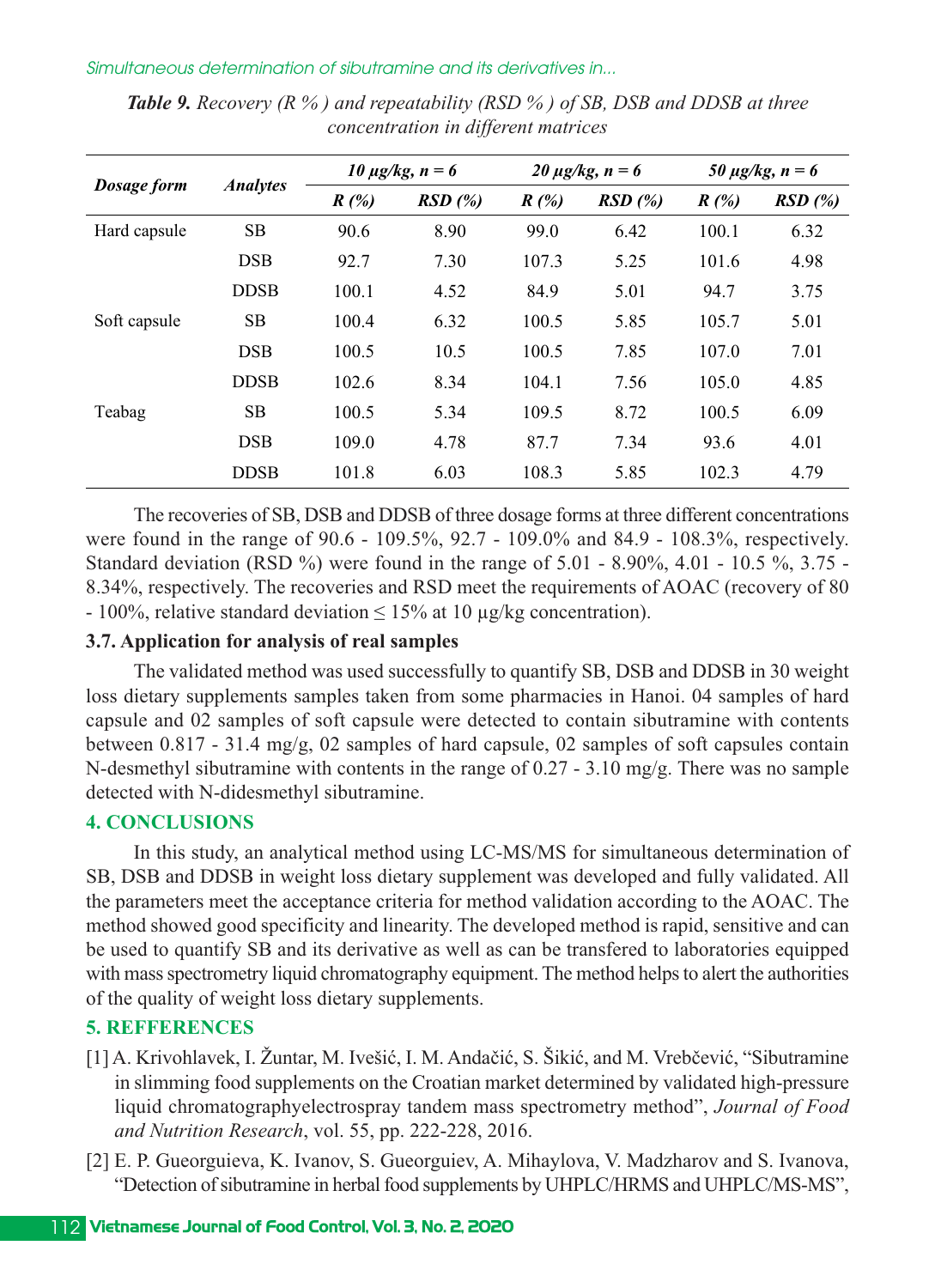***Table 9.*** *Recovery (R % ) and repeatability (RSD % ) of SB, DSB and DDSB at three concentration in different matrices*

| Dosage form | Analytes | 10 µg/kg, n = 6 | | 20 µg/kg, n = 6 | | 50 µg/kg, n = 6 | |
|---|---|---|---|---|---|---|---|
| | | R (%) | RSD (%) | R (%) | RSD (%) | R (%) | RSD (%) |
| Hard capsule | SB | 90.6 | 8.90 | 99.0 | 6.42 | 100.1 | 6.32 |
| | DSB | 92.7 | 7.30 | 107.3 | 5.25 | 101.6 | 4.98 |
| | DDSB | 100.1 | 4.52 | 84.9 | 5.01 | 94.7 | 3.75 |
| Soft capsule | SB | 100.4 | 6.32 | 100.5 | 5.85 | 105.7 | 5.01 |
| | DSB | 100.5 | 10.5 | 100.5 | 7.85 | 107.0 | 7.01 |
| | DDSB | 102.6 | 8.34 | 104.1 | 7.56 | 105.0 | 4.85 |
| Teabag | SB | 100.5 | 5.34 | 109.5 | 8.72 | 100.5 | 6.09 |
| | DSB | 109.0 | 4.78 | 87.7 | 7.34 | 93.6 | 4.01 |
| | DDSB | 101.8 | 6.03 | 108.3 | 5.85 | 102.3 | 4.79 |

The recoveries of SB, DSB and DDSB of three dosage forms at three different concentrations were found in the range of 90.6 - 109.5%, 92.7 - 109.0% and 84.9 - 108.3%, respectively. Standard deviation (RSD %) were found in the range of 5.01 - 8.90%, 4.01 - 10.5 %, 3.75 - 8.34%, respectively. The recoveries and RSD meet the requirements of AOAC (recovery of 80 - 100%, relative standard deviation ≤ 15% at 10 µg/kg concentration).

### 3.7. Application for analysis of real samples

The validated method was used successfully to quantify SB, DSB and DDSB in 30 weight loss dietary supplements samples taken from some pharmacies in Hanoi. 04 samples of hard capsule and 02 samples of soft capsule were detected to contain sibutramine with contents between 0.817 - 31.4 mg/g, 02 samples of hard capsule, 02 samples of soft capsules contain N-desmethyl sibutramine with contents in the range of 0.27 - 3.10 mg/g. There was no sample detected with N-didesmethyl sibutramine.

## 4. CONCLUSIONS

In this study, an analytical method using LC-MS/MS for simultaneous determination of SB, DSB and DDSB in weight loss dietary supplement was developed and fully validated. All the parameters meet the acceptance criteria for method validation according to the AOAC. The method showed good specificity and linearity. The developed method is rapid, sensitive and can be used to quantify SB and its derivative as well as can be transfered to laboratories equipped with mass spectrometry liquid chromatography equipment. The method helps to alert the authorities of the quality of weight loss dietary supplements.

## 5. REFFERENCES

[1] A. Krivohlavek, I. Žuntar, M. Ivešić, I. M. Andačić, S. Šikić, and M. Vrebčević, "Sibutramine in slimming food supplements on the Croatian market determined by validated high-pressure liquid chromatographyelectrospray tandem mass spectrometry method", *Journal of Food and Nutrition Research*, vol. 55, pp. 222-228, 2016.

[2] E. P. Gueorguieva, K. Ivanov, S. Gueorguiev, A. Mihaylova, V. Madzharov and S. Ivanova, "Detection of sibutramine in herbal food supplements by UHPLC/HRMS and UHPLC/MS-MS",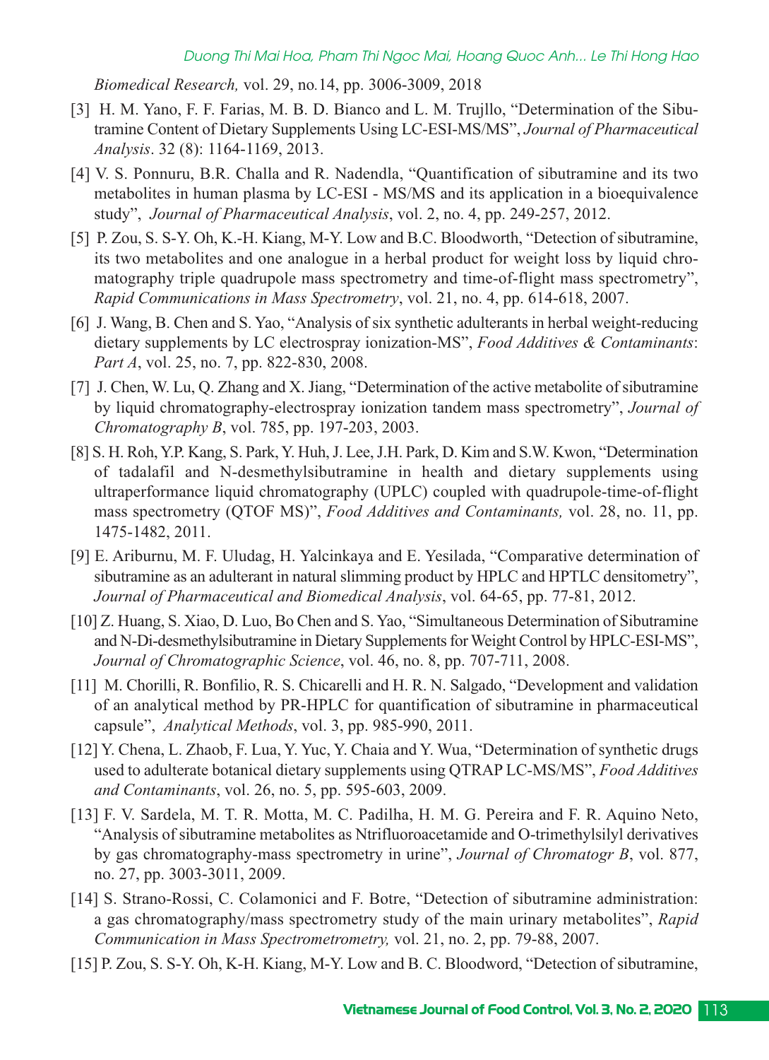*Biomedical Research,* vol. 29, no.14, pp. 3006-3009, 2018

[3] H. M. Yano, F. F. Farias, M. B. D. Bianco and L. M. Trujllo, "Determination of the Sibutramine Content of Dietary Supplements Using LC-ESI-MS/MS", *Journal of Pharmaceutical Analysis*. 32 (8): 1164-1169, 2013.

[4] V. S. Ponnuru, B.R. Challa and R. Nadendla, "Quantification of sibutramine and its two metabolites in human plasma by LC-ESI - MS/MS and its application in a bioequivalence study", *Journal of Pharmaceutical Analysis*, vol. 2, no. 4, pp. 249-257, 2012.

[5] P. Zou, S. S-Y. Oh, K.-H. Kiang, M-Y. Low and B.C. Bloodworth, "Detection of sibutramine, its two metabolites and one analogue in a herbal product for weight loss by liquid chromatography triple quadrupole mass spectrometry and time-of-flight mass spectrometry", *Rapid Communications in Mass Spectrometry*, vol. 21, no. 4, pp. 614-618, 2007.

[6] J. Wang, B. Chen and S. Yao, "Analysis of six synthetic adulterants in herbal weight-reducing dietary supplements by LC electrospray ionization-MS", *Food Additives & Contaminants*: *Part A*, vol. 25, no. 7, pp. 822-830, 2008.

[7] J. Chen, W. Lu, Q. Zhang and X. Jiang, "Determination of the active metabolite of sibutramine by liquid chromatography-electrospray ionization tandem mass spectrometry", *Journal of Chromatography B*, vol. 785, pp. 197-203, 2003.

[8] S. H. Roh, Y.P. Kang, S. Park, Y. Huh, J. Lee, J.H. Park, D. Kim and S.W. Kwon, "Determination of tadalafil and N-desmethylsibutramine in health and dietary supplements using ultraperformance liquid chromatography (UPLC) coupled with quadrupole-time-of-flight mass spectrometry (QTOF MS)", *Food Additives and Contaminants,* vol. 28, no. 11, pp. 1475-1482, 2011.

[9] E. Ariburnu, M. F. Uludag, H. Yalcinkaya and E. Yesilada, "Comparative determination of sibutramine as an adulterant in natural slimming product by HPLC and HPTLC densitometry", *Journal of Pharmaceutical and Biomedical Analysis*, vol. 64-65, pp. 77-81, 2012.

[10] Z. Huang, S. Xiao, D. Luo, Bo Chen and S. Yao, "Simultaneous Determination of Sibutramine and N-Di-desmethylsibutramine in Dietary Supplements for Weight Control by HPLC-ESI-MS", *Journal of Chromatographic Science*, vol. 46, no. 8, pp. 707-711, 2008.

[11] M. Chorilli, R. Bonfilio, R. S. Chicarelli and H. R. N. Salgado, "Development and validation of an analytical method by PR-HPLC for quantification of sibutramine in pharmaceutical capsule", *Analytical Methods*, vol. 3, pp. 985-990, 2011.

[12] Y. Chena, L. Zhaob, F. Lua, Y. Yuc, Y. Chaia and Y. Wua, "Determination of synthetic drugs used to adulterate botanical dietary supplements using QTRAP LC-MS/MS", *Food Additives and Contaminants*, vol. 26, no. 5, pp. 595-603, 2009.

[13] F. V. Sardela, M. T. R. Motta, M. C. Padilha, H. M. G. Pereira and F. R. Aquino Neto, "Analysis of sibutramine metabolites as Ntrifluoroacetamide and O-trimethylsilyl derivatives by gas chromatography-mass spectrometry in urine", *Journal of Chromatogr B*, vol. 877, no. 27, pp. 3003-3011, 2009.

[14] S. Strano-Rossi, C. Colamonici and F. Botre, "Detection of sibutramine administration: a gas chromatography/mass spectrometry study of the main urinary metabolites", *Rapid Communication in Mass Spectrometrometry,* vol. 21, no. 2, pp. 79-88, 2007.

[15] P. Zou, S. S-Y. Oh, K-H. Kiang, M-Y. Low and B. C. Bloodword, "Detection of sibutramine,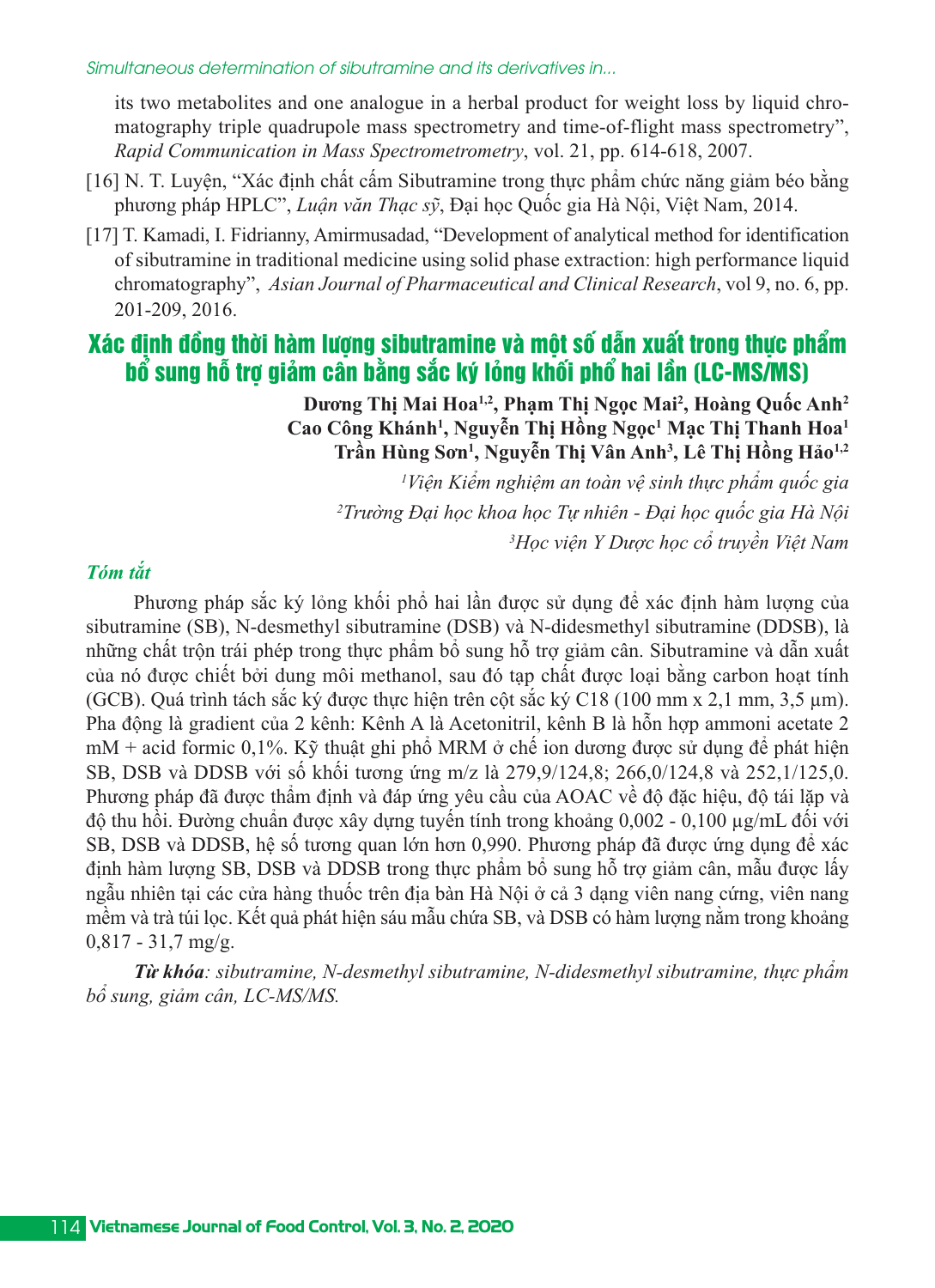its two metabolites and one analogue in a herbal product for weight loss by liquid chromatography triple quadrupole mass spectrometry and time-of-flight mass spectrometry", *Rapid Communication in Mass Spectrometry*, vol. 21, pp. 614-618, 2007.

[16] N. T. Luyện, "Xác định chất cấm Sibutramine trong thực phẩm chức năng giảm béo bằng phương pháp HPLC", *Luận văn Thạc sỹ*, Đại học Quốc gia Hà Nội, Việt Nam, 2014.

[17] T. Kamadi, I. Fidrianny, Amirmusadad, "Development of analytical method for identification of sibutramine in traditional medicine using solid phase extraction: high performance liquid chromatography", *Asian Journal of Pharmaceutical and Clinical Research*, vol 9, no. 6, pp. 201-209, 2016.

# Xác định đồng thời hàm lượng sibutramine và một số dẫn xuất trong thực phẩm bổ sung hỗ trợ giảm cân bằng sắc ký lỏng khối phổ hai lần (LC-MS/MS)

**Dương Thị Mai Hoa[1,2], Phạm Thị Ngọc Mai[2], Hoàng Quốc Anh[2]**
**Cao Công Khánh[1], Nguyễn Thị Hồng Ngọc[1] Mạc Thị Thanh Hoa[1]**
**Trần Hùng Sơn[1], Nguyễn Thị Vân Anh[3], Lê Thị Hồng Hảo[1,2]**

*[1]Viện Kiểm nghiệm an toàn vệ sinh thực phẩm quốc gia*

*[2]Trường Đại học khoa học Tự nhiên - Đại học quốc gia Hà Nội*

*[3]Học viện Y Dược học cổ truyền Việt Nam*

## Tóm tắt

Phương pháp sắc ký lỏng khối phổ hai lần được sử dụng để xác định hàm lượng của sibutramine (SB), N-desmethyl sibutramine (DSB) và N-didesmethyl sibutramine (DDSB), là những chất trộn trái phép trong thực phẩm bổ sung hỗ trợ giảm cân. Sibutramine và dẫn xuất của nó được chiết bởi dung môi methanol, sau đó tạp chất được loại bằng carbon hoạt tính (GCB). Quá trình tách sắc ký được thực hiện trên cột sắc ký C18 (100 mm x 2,1 mm, 3,5 µm). Pha động là gradient của 2 kênh: Kênh A là Acetonitril, kênh B là hỗn hợp ammoni acetate 2 mM + acid formic 0,1%. Kỹ thuật ghi phổ MRM ở chế ion dương được sử dụng để phát hiện SB, DSB và DDSB với số khối tương ứng m/z là 279,9/124,8; 266,0/124,8 và 252,1/125,0. Phương pháp đã được thẩm định và đáp ứng yêu cầu của AOAC về độ đặc hiệu, độ tái lặp và độ thu hồi. Đường chuẩn được xây dựng tuyến tính trong khoảng 0,002 - 0,100 µg/mL đối với SB, DSB và DDSB, hệ số tương quan lớn hơn 0,990. Phương pháp đã được ứng dụng để xác định hàm lượng SB, DSB và DDSB trong thực phẩm bổ sung hỗ trợ giảm cân, mẫu được lấy ngẫu nhiên tại các cửa hàng thuốc trên địa bàn Hà Nội ở cả 3 dạng viên nang cứng, viên nang mềm và trà túi lọc. Kết quả phát hiện sáu mẫu chứa SB, và DSB có hàm lượng nằm trong khoảng 0,817 - 31,7 mg/g.

***Từ khóa***: *sibutramine, N-desmethyl sibutramine, N-didesmethyl sibutramine, thực phẩm bổ sung, giảm cân, LC-MS/MS.*